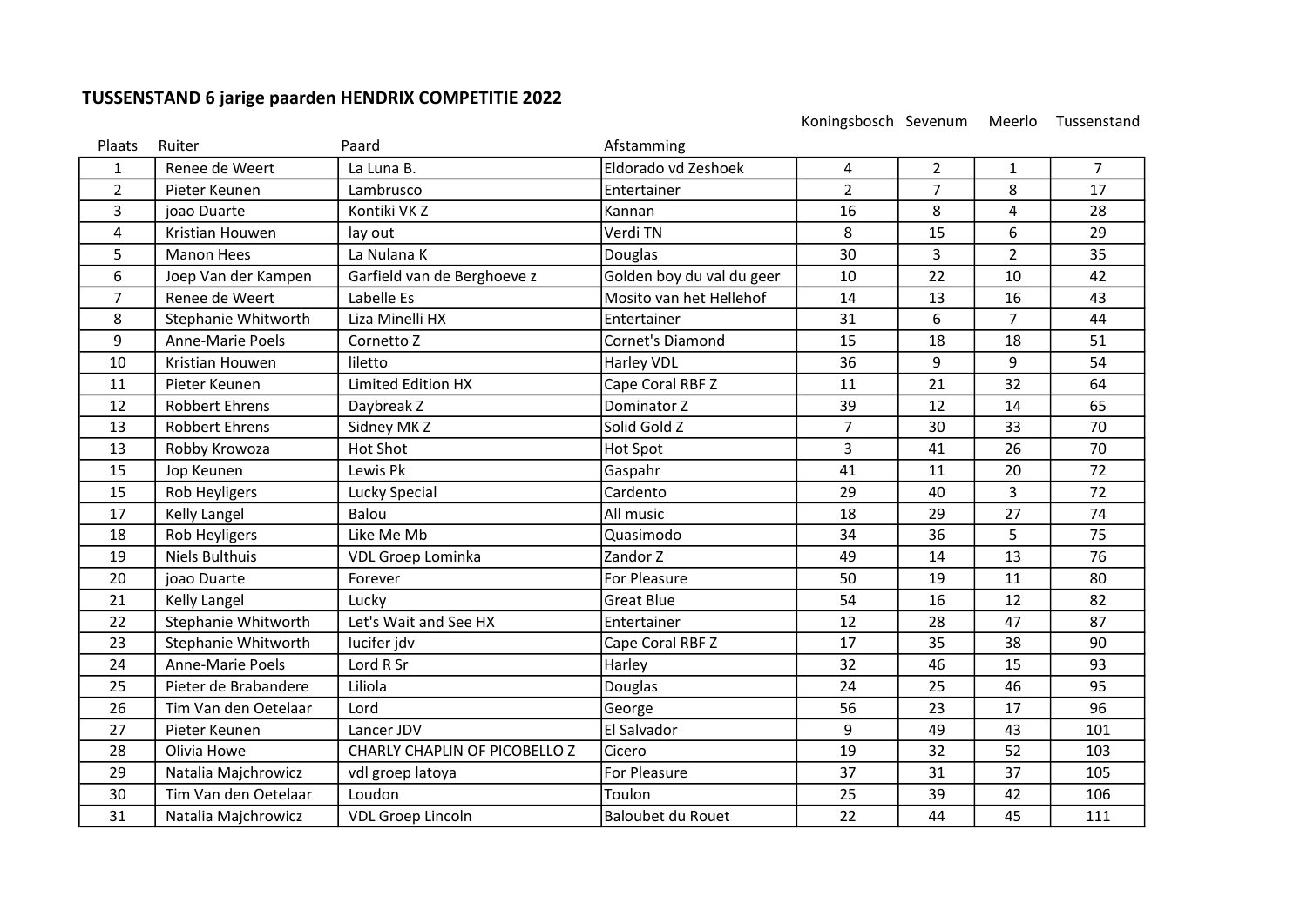## TUSSENSTAND 6 jarige paarden HENDRIX COMPETITIE 2022

| Plaats | Ruiter | Paard | Afstamming | Koningsbosch | Sevenum | Meerlo | Tussenstand |
|---|---|---|---|---|---|---|---|
| 1 | Renee de Weert | La Luna B. | Eldorado vd Zeshoek | 4 | 2 | 1 | 7 |
| 2 | Pieter Keunen | Lambrusco | Entertainer | 2 | 7 | 8 | 17 |
| 3 | joao Duarte | Kontiki VK Z | Kannan | 16 | 8 | 4 | 28 |
| 4 | Kristian Houwen | lay out | Verdi TN | 8 | 15 | 6 | 29 |
| 5 | Manon Hees | La Nulana K | Douglas | 30 | 3 | 2 | 35 |
| 6 | Joep Van der Kampen | Garfield van de Berghoeve z | Golden boy du val du geer | 10 | 22 | 10 | 42 |
| 7 | Renee de Weert | Labelle Es | Mosito van het Hellehof | 14 | 13 | 16 | 43 |
| 8 | Stephanie Whitworth | Liza Minelli HX | Entertainer | 31 | 6 | 7 | 44 |
| 9 | Anne-Marie Poels | Cornetto Z | Cornet's Diamond | 15 | 18 | 18 | 51 |
| 10 | Kristian Houwen | liletto | Harley VDL | 36 | 9 | 9 | 54 |
| 11 | Pieter Keunen | Limited Edition HX | Cape Coral RBF Z | 11 | 21 | 32 | 64 |
| 12 | Robbert Ehrens | Daybreak Z | Dominator Z | 39 | 12 | 14 | 65 |
| 13 | Robbert Ehrens | Sidney MK Z | Solid Gold Z | 7 | 30 | 33 | 70 |
| 13 | Robby Krowoza | Hot Shot | Hot Spot | 3 | 41 | 26 | 70 |
| 15 | Jop Keunen | Lewis Pk | Gaspahr | 41 | 11 | 20 | 72 |
| 15 | Rob Heyligers | Lucky Special | Cardento | 29 | 40 | 3 | 72 |
| 17 | Kelly Langel | Balou | All music | 18 | 29 | 27 | 74 |
| 18 | Rob Heyligers | Like Me Mb | Quasimodo | 34 | 36 | 5 | 75 |
| 19 | Niels Bulthuis | VDL Groep Lominka | Zandor Z | 49 | 14 | 13 | 76 |
| 20 | joao Duarte | Forever | For Pleasure | 50 | 19 | 11 | 80 |
| 21 | Kelly Langel | Lucky | Great Blue | 54 | 16 | 12 | 82 |
| 22 | Stephanie Whitworth | Let's Wait and See HX | Entertainer | 12 | 28 | 47 | 87 |
| 23 | Stephanie Whitworth | lucifer jdv | Cape Coral RBF Z | 17 | 35 | 38 | 90 |
| 24 | Anne-Marie Poels | Lord R Sr | Harley | 32 | 46 | 15 | 93 |
| 25 | Pieter de Brabandere | Liliola | Douglas | 24 | 25 | 46 | 95 |
| 26 | Tim Van den Oetelaar | Lord | George | 56 | 23 | 17 | 96 |
| 27 | Pieter Keunen | Lancer JDV | El Salvador | 9 | 49 | 43 | 101 |
| 28 | Olivia Howe | CHARLY CHAPLIN OF PICOBELLO Z | Cicero | 19 | 32 | 52 | 103 |
| 29 | Natalia Majchrowicz | vdl groep latoya | For Pleasure | 37 | 31 | 37 | 105 |
| 30 | Tim Van den Oetelaar | Loudon | Toulon | 25 | 39 | 42 | 106 |
| 31 | Natalia Majchrowicz | VDL Groep Lincoln | Baloubet du Rouet | 22 | 44 | 45 | 111 |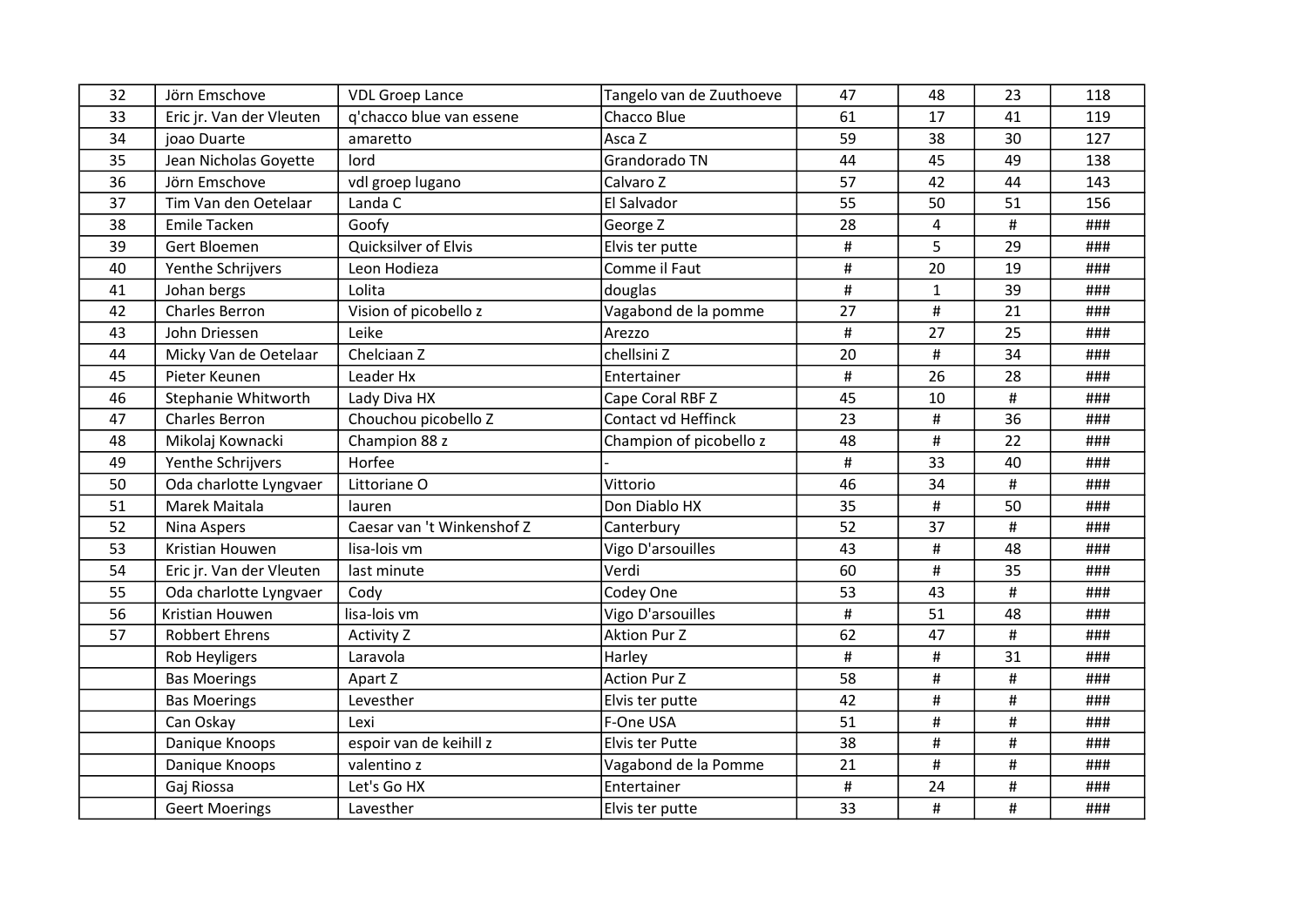| | | | | | | | |
|---|---|---|---|---|---|---|---|
| 32 | Jörn Emschove | VDL Groep Lance | Tangelo van de Zuuthoeve | 47 | 48 | 23 | 118 |
| 33 | Eric jr. Van der Vleuten | q'chacco blue van essene | Chacco Blue | 61 | 17 | 41 | 119 |
| 34 | joao Duarte | amaretto | Asca Z | 59 | 38 | 30 | 127 |
| 35 | Jean Nicholas Goyette | lord | Grandorado TN | 44 | 45 | 49 | 138 |
| 36 | Jörn Emschove | vdl groep lugano | Calvaro Z | 57 | 42 | 44 | 143 |
| 37 | Tim Van den Oetelaar | Landa C | El Salvador | 55 | 50 | 51 | 156 |
| 38 | Emile Tacken | Goofy | George Z | 28 | 4 | # | ### |
| 39 | Gert Bloemen | Quicksilver of Elvis | Elvis ter putte | # | 5 | 29 | ### |
| 40 | Yenthe Schrijvers | Leon Hodieza | Comme il Faut | # | 20 | 19 | ### |
| 41 | Johan bergs | Lolita | douglas | # | 1 | 39 | ### |
| 42 | Charles Berron | Vision of picobello z | Vagabond de la pomme | 27 | # | 21 | ### |
| 43 | John Driessen | Leike | Arezzo | # | 27 | 25 | ### |
| 44 | Micky Van de Oetelaar | Chelciaan Z | chellsini Z | 20 | # | 34 | ### |
| 45 | Pieter Keunen | Leader Hx | Entertainer | # | 26 | 28 | ### |
| 46 | Stephanie Whitworth | Lady Diva HX | Cape Coral RBF Z | 45 | 10 | # | ### |
| 47 | Charles Berron | Chouchou picobello Z | Contact vd Heffinck | 23 | # | 36 | ### |
| 48 | Mikolaj Kownacki | Champion 88 z | Champion of picobello z | 48 | # | 22 | ### |
| 49 | Yenthe Schrijvers | Horfee | - | # | 33 | 40 | ### |
| 50 | Oda charlotte Lyngvaer | Littoriane O | Vittorio | 46 | 34 | # | ### |
| 51 | Marek Maitala | lauren | Don Diablo HX | 35 | # | 50 | ### |
| 52 | Nina Aspers | Caesar van 't Winkenshof Z | Canterbury | 52 | 37 | # | ### |
| 53 | Kristian Houwen | lisa-lois vm | Vigo D'arsouilles | 43 | # | 48 | ### |
| 54 | Eric jr. Van der Vleuten | last minute | Verdi | 60 | # | 35 | ### |
| 55 | Oda charlotte Lyngvaer | Cody | Codey One | 53 | 43 | # | ### |
| 56 | Kristian Houwen | lisa-lois vm | Vigo D'arsouilles | # | 51 | 48 | ### |
| 57 | Robbert Ehrens | Activity Z | Aktion Pur Z | 62 | 47 | # | ### |
| | Rob Heyligers | Laravola | Harley | # | # | 31 | ### |
| | Bas Moerings | Apart Z | Action Pur Z | 58 | # | # | ### |
| | Bas Moerings | Levesther | Elvis ter putte | 42 | # | # | ### |
| | Can Oskay | Lexi | F-One USA | 51 | # | # | ### |
| | Danique Knoops | espoir van de keihill z | Elvis ter Putte | 38 | # | # | ### |
| | Danique Knoops | valentino z | Vagabond de la Pomme | 21 | # | # | ### |
| | Gaj Riossa | Let's Go HX | Entertainer | # | 24 | # | ### |
| | Geert Moerings | Lavesther | Elvis ter putte | 33 | # | # | ### |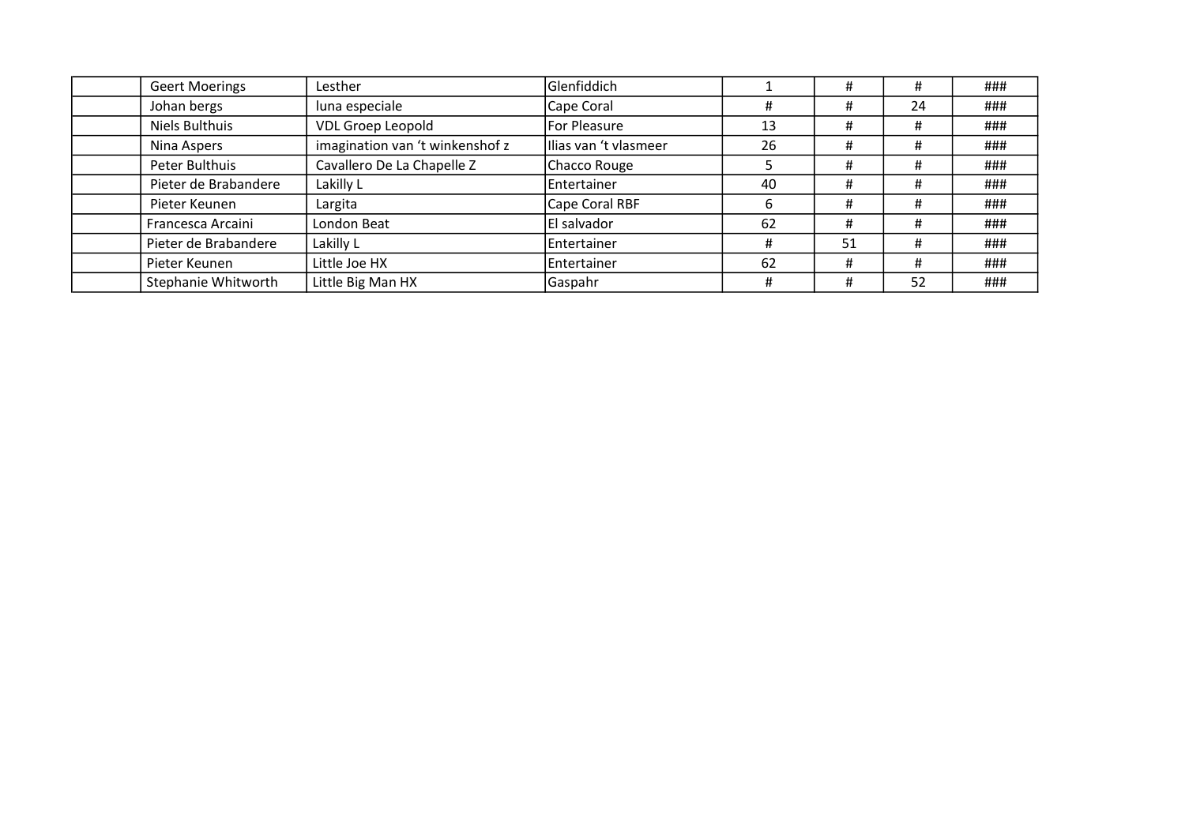| | | | | | | | |
|---|---|---|---|---|---|---|---|
| | Geert Moerings | Lesther | Glenfiddich | 1 | # | # | ### |
| | Johan bergs | luna especiale | Cape Coral | # | # | 24 | ### |
| | Niels Bulthuis | VDL Groep Leopold | For Pleasure | 13 | # | # | ### |
| | Nina Aspers | imagination van 't winkenshof z | Ilias van 't vlasmeer | 26 | # | # | ### |
| | Peter Bulthuis | Cavallero De La Chapelle Z | Chacco Rouge | 5 | # | # | ### |
| | Pieter de Brabandere | Lakilly L | Entertainer | 40 | # | # | ### |
| | Pieter Keunen | Largita | Cape Coral RBF | 6 | # | # | ### |
| | Francesca Arcaini | London Beat | El salvador | 62 | # | # | ### |
| | Pieter de Brabandere | Lakilly L | Entertainer | # | 51 | # | ### |
| | Pieter Keunen | Little Joe HX | Entertainer | 62 | # | # | ### |
| | Stephanie Whitworth | Little Big Man HX | Gaspahr | # | # | 52 | ### |